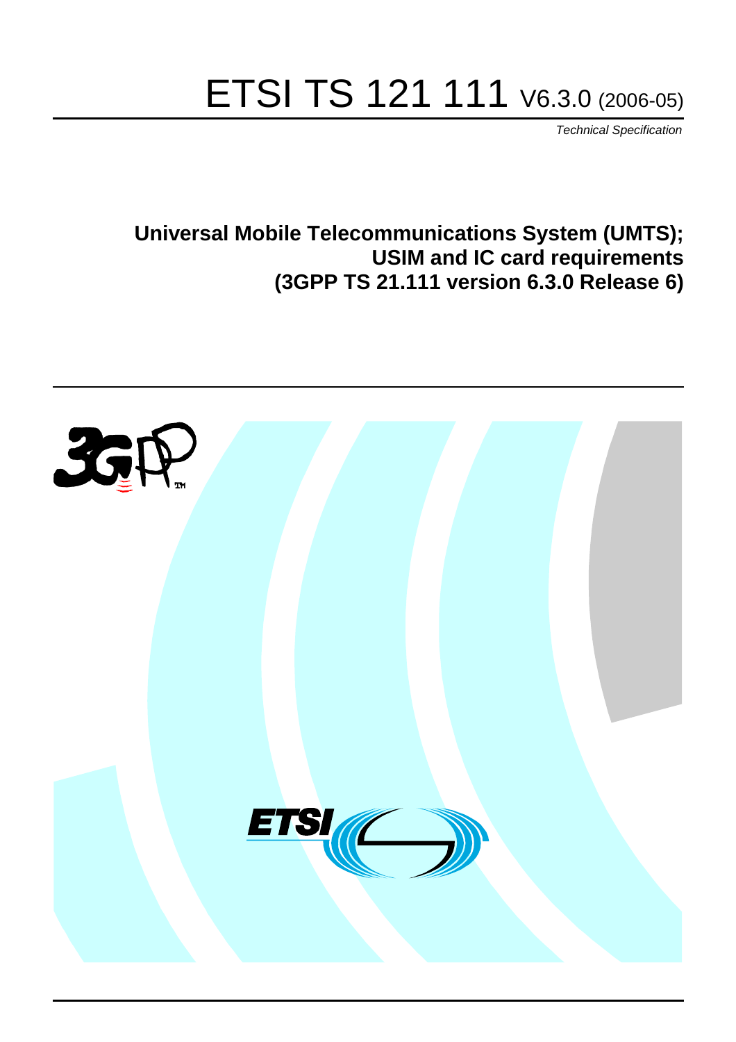# ETSI TS 121 111 V6.3.0 (2006-05)

*Technical Specification*

## Universal Mobile Telecommunications System (UMTS); USIM and IC card requirements (3GPP TS 21.111 version 6.3.0 Release 6)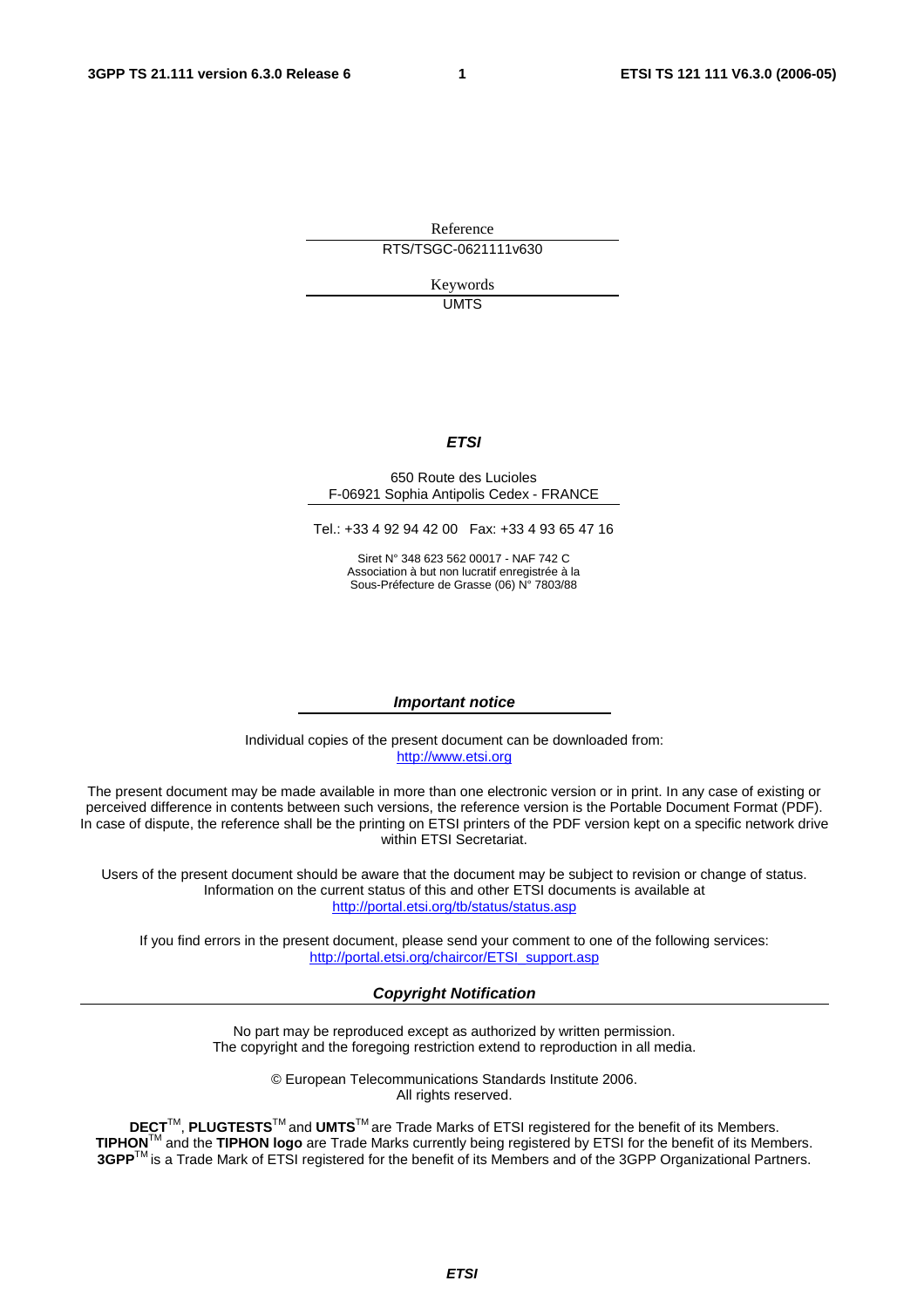Reference

RTS/TSGC-0621111v630

Keywords

UMTS

***ETSI***

650 Route des Lucioles
F-06921 Sophia Antipolis Cedex - FRANCE

Tel.: +33 4 92 94 42 00 Fax: +33 4 93 65 47 16

Siret N° 348 623 562 00017 - NAF 742 C
Association à but non lucratif enregistrée à la
Sous-Préfecture de Grasse (06) N° 7803/88

***Important notice***

Individual copies of the present document can be downloaded from:
http://www.etsi.org

The present document may be made available in more than one electronic version or in print. In any case of existing or perceived difference in contents between such versions, the reference version is the Portable Document Format (PDF). In case of dispute, the reference shall be the printing on ETSI printers of the PDF version kept on a specific network drive within ETSI Secretariat.

Users of the present document should be aware that the document may be subject to revision or change of status. Information on the current status of this and other ETSI documents is available at
http://portal.etsi.org/tb/status/status.asp

If you find errors in the present document, please send your comment to one of the following services:
http://portal.etsi.org/chaircor/ETSI_support.asp

***Copyright Notification***

No part may be reproduced except as authorized by written permission.
The copyright and the foregoing restriction extend to reproduction in all media.

© European Telecommunications Standards Institute 2006.
All rights reserved.

**DECT**™, **PLUGTESTS**™ and **UMTS**™ are Trade Marks of ETSI registered for the benefit of its Members.
**TIPHON**™ and the **TIPHON logo** are Trade Marks currently being registered by ETSI for the benefit of its Members.
**3GPP**™ is a Trade Mark of ETSI registered for the benefit of its Members and of the 3GPP Organizational Partners.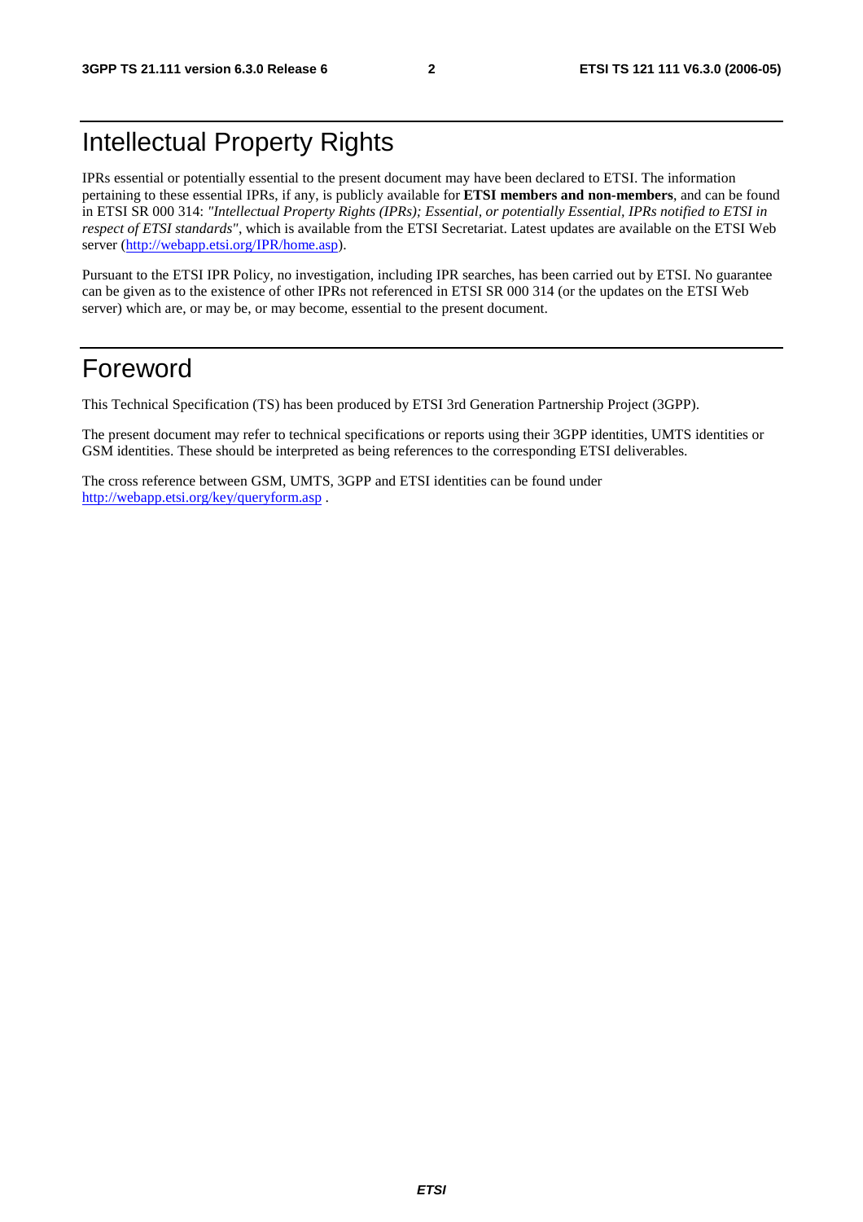# Intellectual Property Rights

IPRs essential or potentially essential to the present document may have been declared to ETSI. The information pertaining to these essential IPRs, if any, is publicly available for **ETSI members and non-members**, and can be found in ETSI SR 000 314: *"Intellectual Property Rights (IPRs); Essential, or potentially Essential, IPRs notified to ETSI in respect of ETSI standards"*, which is available from the ETSI Secretariat. Latest updates are available on the ETSI Web server (http://webapp.etsi.org/IPR/home.asp).

Pursuant to the ETSI IPR Policy, no investigation, including IPR searches, has been carried out by ETSI. No guarantee can be given as to the existence of other IPRs not referenced in ETSI SR 000 314 (or the updates on the ETSI Web server) which are, or may be, or may become, essential to the present document.

# Foreword

This Technical Specification (TS) has been produced by ETSI 3rd Generation Partnership Project (3GPP).

The present document may refer to technical specifications or reports using their 3GPP identities, UMTS identities or GSM identities. These should be interpreted as being references to the corresponding ETSI deliverables.

The cross reference between GSM, UMTS, 3GPP and ETSI identities can be found under http://webapp.etsi.org/key/queryform.asp .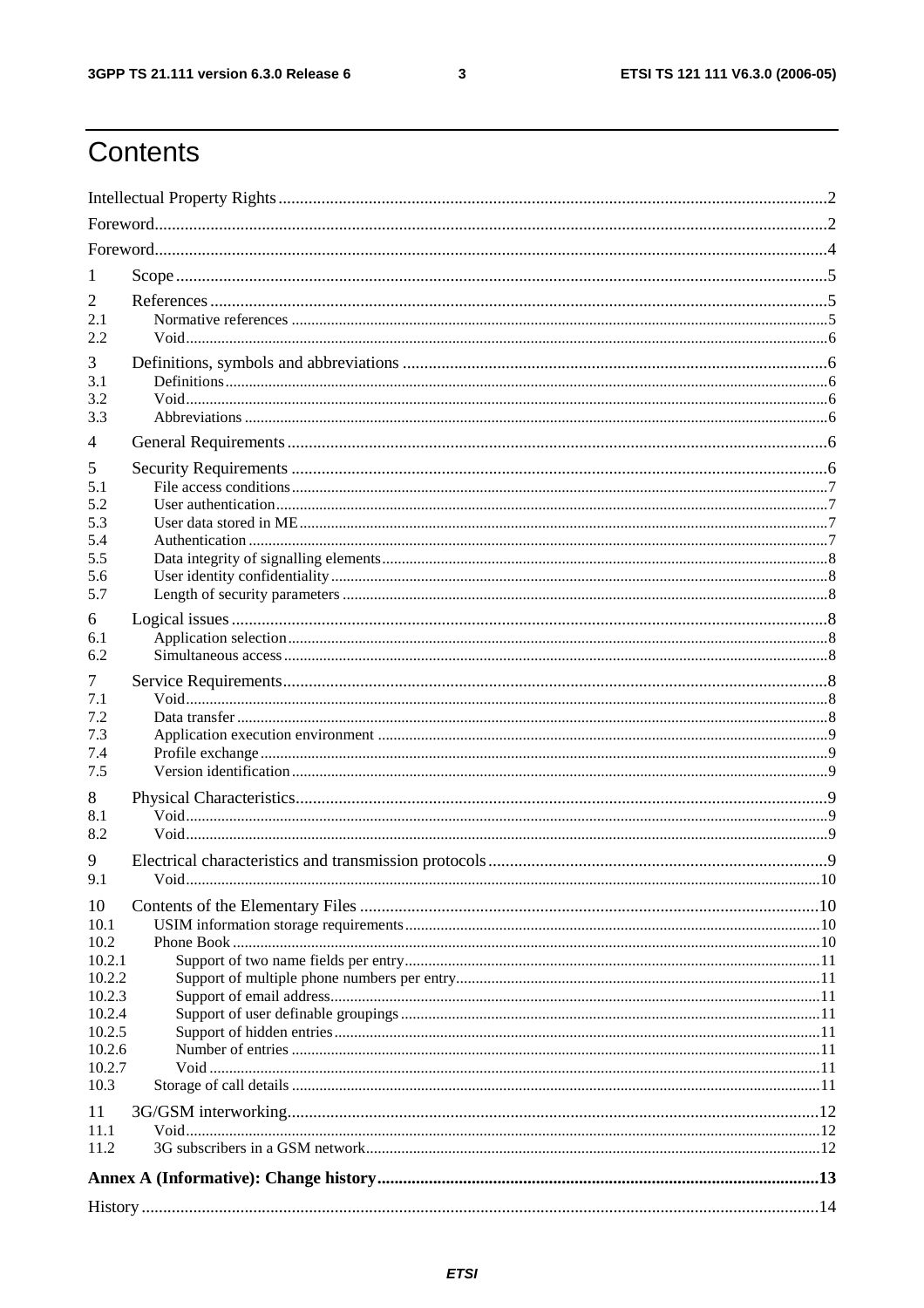# Contents

Intellectual Property Rights ....................................................................................................................2

Foreword..................................................................................................................................................2

Foreword..................................................................................................................................................4

1 Scope ....................................................................................................................................................5

2 References .............................................................................................................................................5
- 2.1 Normative references .......................................................................................................................5
- 2.2 Void ..................................................................................................................................................6

3 Definitions, symbols and abbreviations .................................................................................................6
- 3.1 Definitions .........................................................................................................................................6
- 3.2 Void ..................................................................................................................................................6
- 3.3 Abbreviations ....................................................................................................................................6

4 General Requirements ............................................................................................................................6

5 Security Requirements ...........................................................................................................................6
- 5.1 File access conditions .......................................................................................................................7
- 5.2 User authentication ...........................................................................................................................7
- 5.3 User data stored in ME .....................................................................................................................7
- 5.4 Authentication ...................................................................................................................................7
- 5.5 Data integrity of signalling elements ................................................................................................8
- 5.6 User identity confidentiality .............................................................................................................8
- 5.7 Length of security parameters ..........................................................................................................8

6 Logical issues .........................................................................................................................................8
- 6.1 Application selection ........................................................................................................................8
- 6.2 Simultaneous access .........................................................................................................................8

7 Service Requirements .............................................................................................................................8
- 7.1 Void ..................................................................................................................................................8
- 7.2 Data transfer .....................................................................................................................................8
- 7.3 Application execution environment .................................................................................................9
- 7.4 Profile exchange ...............................................................................................................................9
- 7.5 Version identification .......................................................................................................................9

8 Physical Characteristics ..........................................................................................................................9
- 8.1 Void ..................................................................................................................................................9
- 8.2 Void ..................................................................................................................................................9

9 Electrical characteristics and transmission protocols ..............................................................................9
- 9.1 Void ................................................................................................................................................10

10 Contents of the Elementary Files ........................................................................................................10
- 10.1 USIM information storage requirements .......................................................................................10
- 10.2 Phone Book ...................................................................................................................................10
  - 10.2.1 Support of two name fields per entry ........................................................................................11
  - 10.2.2 Support of multiple phone numbers per entry ...........................................................................11
  - 10.2.3 Support of email address ............................................................................................................11
  - 10.2.4 Support of user definable groupings ..........................................................................................11
  - 10.2.5 Support of hidden entries ...........................................................................................................11
  - 10.2.6 Number of entries .......................................................................................................................11
  - 10.2.7 Void ............................................................................................................................................11
- 10.3 Storage of call details .....................................................................................................................11

11 3G/GSM interworking ..........................................................................................................................12
- 11.1 Void ................................................................................................................................................12
- 11.2 3G subscribers in a GSM network ..................................................................................................12

**Annex A (Informative): Change history** .................................................................................................13

History ........................................................................................................................................................14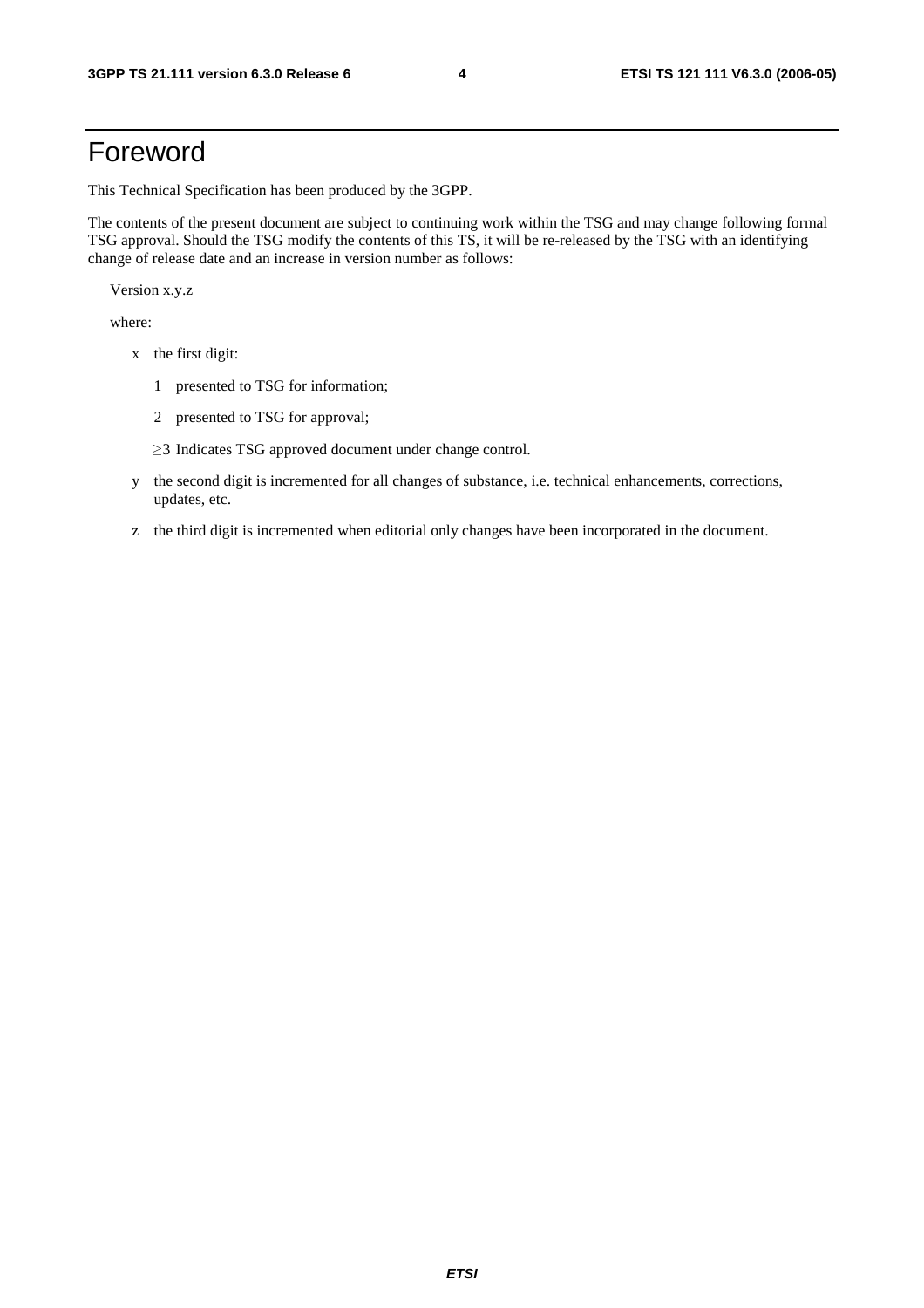# Foreword

This Technical Specification has been produced by the 3GPP.

The contents of the present document are subject to continuing work within the TSG and may change following formal TSG approval. Should the TSG modify the contents of this TS, it will be re-released by the TSG with an identifying change of release date and an increase in version number as follows:

Version x.y.z

where:

- x the first digit:
  - 1 presented to TSG for information;
  - 2 presented to TSG for approval;
  - ≥3 Indicates TSG approved document under change control.
- y the second digit is incremented for all changes of substance, i.e. technical enhancements, corrections, updates, etc.
- z the third digit is incremented when editorial only changes have been incorporated in the document.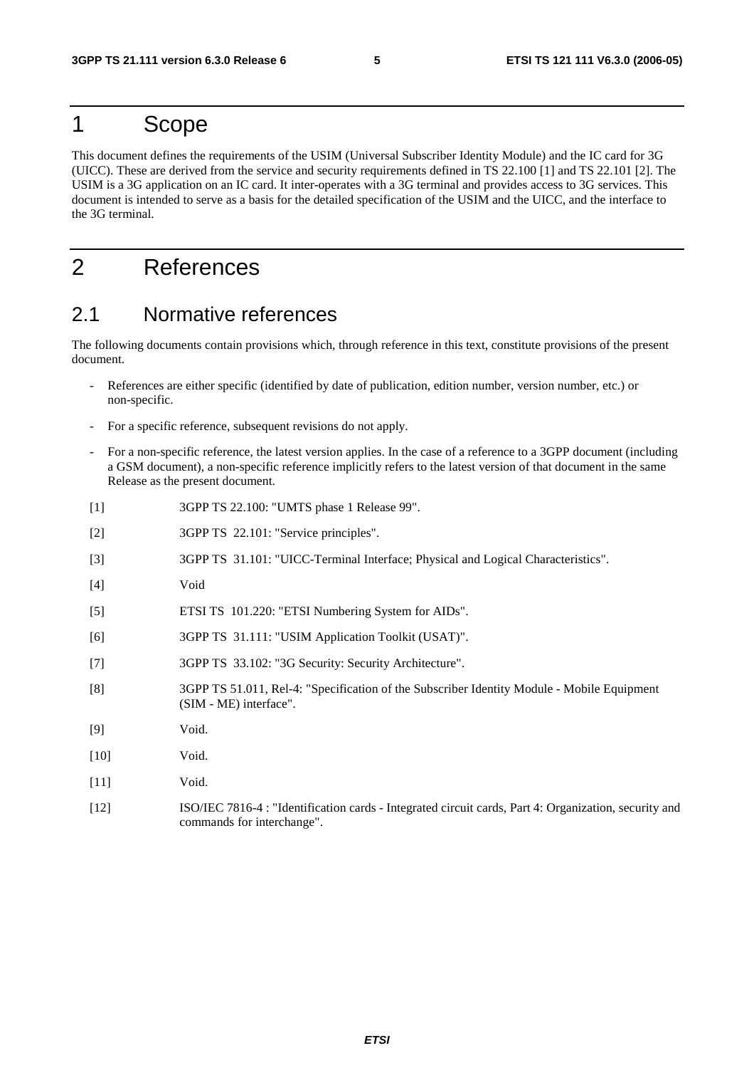# 1 Scope

This document defines the requirements of the USIM (Universal Subscriber Identity Module) and the IC card for 3G (UICC). These are derived from the service and security requirements defined in TS 22.100 [1] and TS 22.101 [2]. The USIM is a 3G application on an IC card. It inter-operates with a 3G terminal and provides access to 3G services. This document is intended to serve as a basis for the detailed specification of the USIM and the UICC, and the interface to the 3G terminal.

# 2 References

## 2.1 Normative references

The following documents contain provisions which, through reference in this text, constitute provisions of the present document.

- References are either specific (identified by date of publication, edition number, version number, etc.) or non-specific.
- For a specific reference, subsequent revisions do not apply.
- For a non-specific reference, the latest version applies. In the case of a reference to a 3GPP document (including a GSM document), a non-specific reference implicitly refers to the latest version of that document in the same Release as the present document.

[1] 3GPP TS 22.100: "UMTS phase 1 Release 99".

[2] 3GPP TS 22.101: "Service principles".

[3] 3GPP TS 31.101: "UICC-Terminal Interface; Physical and Logical Characteristics".

[4] Void

[5] ETSI TS 101.220: "ETSI Numbering System for AIDs".

[6] 3GPP TS 31.111: "USIM Application Toolkit (USAT)".

[7] 3GPP TS 33.102: "3G Security: Security Architecture".

[8] 3GPP TS 51.011, Rel-4: "Specification of the Subscriber Identity Module - Mobile Equipment (SIM - ME) interface".

[9] Void.

[10] Void.

[11] Void.

[12] ISO/IEC 7816-4 : "Identification cards - Integrated circuit cards, Part 4: Organization, security and commands for interchange".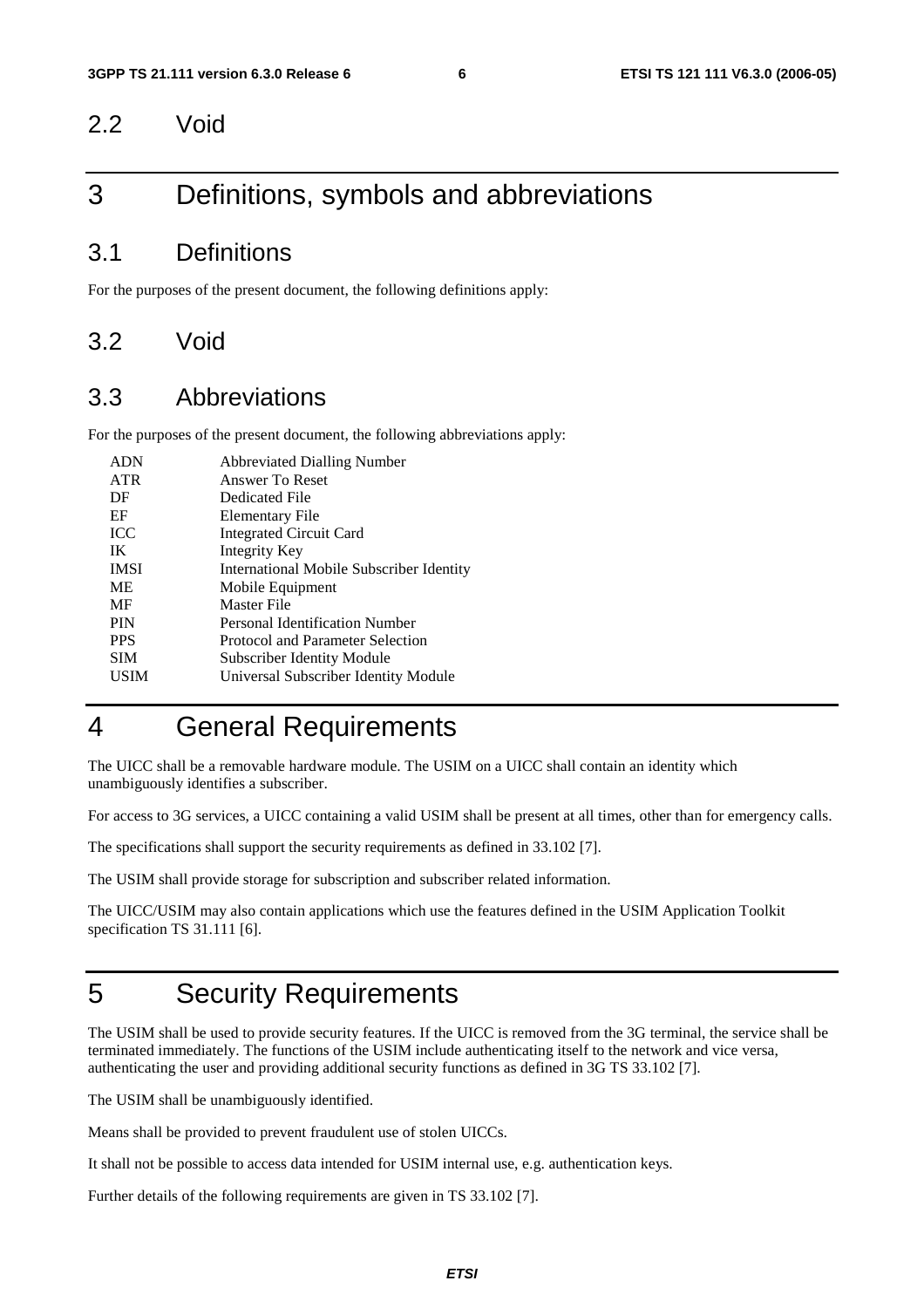## 2.2 Void

# 3 Definitions, symbols and abbreviations

## 3.1 Definitions

For the purposes of the present document, the following definitions apply:

## 3.2 Void

## 3.3 Abbreviations

For the purposes of the present document, the following abbreviations apply:

| | |
|---|---|
| ADN | Abbreviated Dialling Number |
| ATR | Answer To Reset |
| DF | Dedicated File |
| EF | Elementary File |
| ICC | Integrated Circuit Card |
| IK | Integrity Key |
| IMSI | International Mobile Subscriber Identity |
| ME | Mobile Equipment |
| MF | Master File |
| PIN | Personal Identification Number |
| PPS | Protocol and Parameter Selection |
| SIM | Subscriber Identity Module |
| USIM | Universal Subscriber Identity Module |

# 4 General Requirements

The UICC shall be a removable hardware module. The USIM on a UICC shall contain an identity which unambiguously identifies a subscriber.

For access to 3G services, a UICC containing a valid USIM shall be present at all times, other than for emergency calls.

The specifications shall support the security requirements as defined in 33.102 [7].

The USIM shall provide storage for subscription and subscriber related information.

The UICC/USIM may also contain applications which use the features defined in the USIM Application Toolkit specification TS 31.111 [6].

# 5 Security Requirements

The USIM shall be used to provide security features. If the UICC is removed from the 3G terminal, the service shall be terminated immediately. The functions of the USIM include authenticating itself to the network and vice versa, authenticating the user and providing additional security functions as defined in 3G TS 33.102 [7].

The USIM shall be unambiguously identified.

Means shall be provided to prevent fraudulent use of stolen UICCs.

It shall not be possible to access data intended for USIM internal use, e.g. authentication keys.

Further details of the following requirements are given in TS 33.102 [7].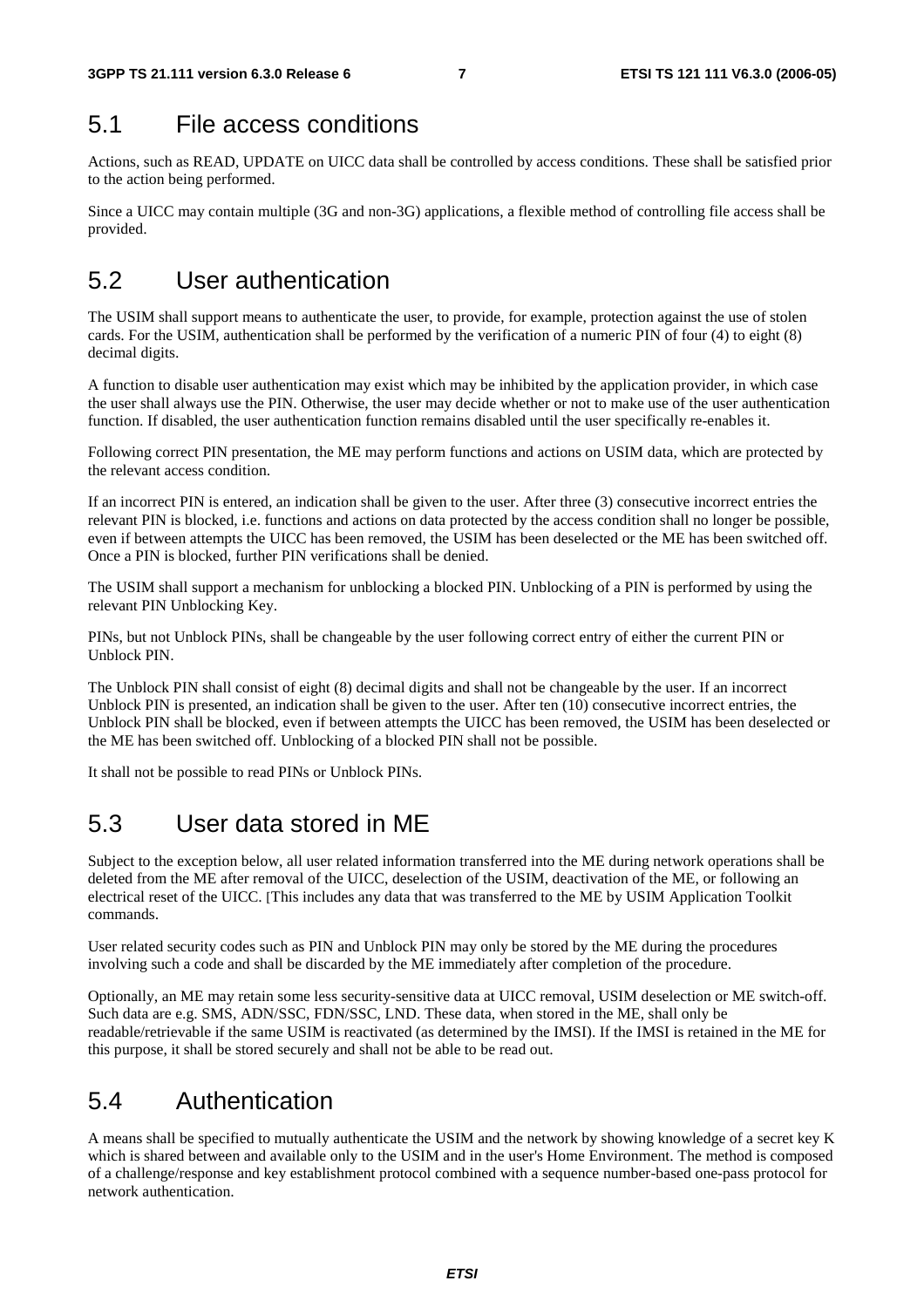## 5.1 File access conditions

Actions, such as READ, UPDATE on UICC data shall be controlled by access conditions. These shall be satisfied prior to the action being performed.

Since a UICC may contain multiple (3G and non-3G) applications, a flexible method of controlling file access shall be provided.

## 5.2 User authentication

The USIM shall support means to authenticate the user, to provide, for example, protection against the use of stolen cards. For the USIM, authentication shall be performed by the verification of a numeric PIN of four (4) to eight (8) decimal digits.

A function to disable user authentication may exist which may be inhibited by the application provider, in which case the user shall always use the PIN. Otherwise, the user may decide whether or not to make use of the user authentication function. If disabled, the user authentication function remains disabled until the user specifically re-enables it.

Following correct PIN presentation, the ME may perform functions and actions on USIM data, which are protected by the relevant access condition.

If an incorrect PIN is entered, an indication shall be given to the user. After three (3) consecutive incorrect entries the relevant PIN is blocked, i.e. functions and actions on data protected by the access condition shall no longer be possible, even if between attempts the UICC has been removed, the USIM has been deselected or the ME has been switched off. Once a PIN is blocked, further PIN verifications shall be denied.

The USIM shall support a mechanism for unblocking a blocked PIN. Unblocking of a PIN is performed by using the relevant PIN Unblocking Key.

PINs, but not Unblock PINs, shall be changeable by the user following correct entry of either the current PIN or Unblock PIN.

The Unblock PIN shall consist of eight (8) decimal digits and shall not be changeable by the user. If an incorrect Unblock PIN is presented, an indication shall be given to the user. After ten (10) consecutive incorrect entries, the Unblock PIN shall be blocked, even if between attempts the UICC has been removed, the USIM has been deselected or the ME has been switched off. Unblocking of a blocked PIN shall not be possible.

It shall not be possible to read PINs or Unblock PINs.

## 5.3 User data stored in ME

Subject to the exception below, all user related information transferred into the ME during network operations shall be deleted from the ME after removal of the UICC, deselection of the USIM, deactivation of the ME, or following an electrical reset of the UICC. [This includes any data that was transferred to the ME by USIM Application Toolkit commands.

User related security codes such as PIN and Unblock PIN may only be stored by the ME during the procedures involving such a code and shall be discarded by the ME immediately after completion of the procedure.

Optionally, an ME may retain some less security-sensitive data at UICC removal, USIM deselection or ME switch-off. Such data are e.g. SMS, ADN/SSC, FDN/SSC, LND. These data, when stored in the ME, shall only be readable/retrievable if the same USIM is reactivated (as determined by the IMSI). If the IMSI is retained in the ME for this purpose, it shall be stored securely and shall not be able to be read out.

## 5.4 Authentication

A means shall be specified to mutually authenticate the USIM and the network by showing knowledge of a secret key K which is shared between and available only to the USIM and in the user's Home Environment. The method is composed of a challenge/response and key establishment protocol combined with a sequence number-based one-pass protocol for network authentication.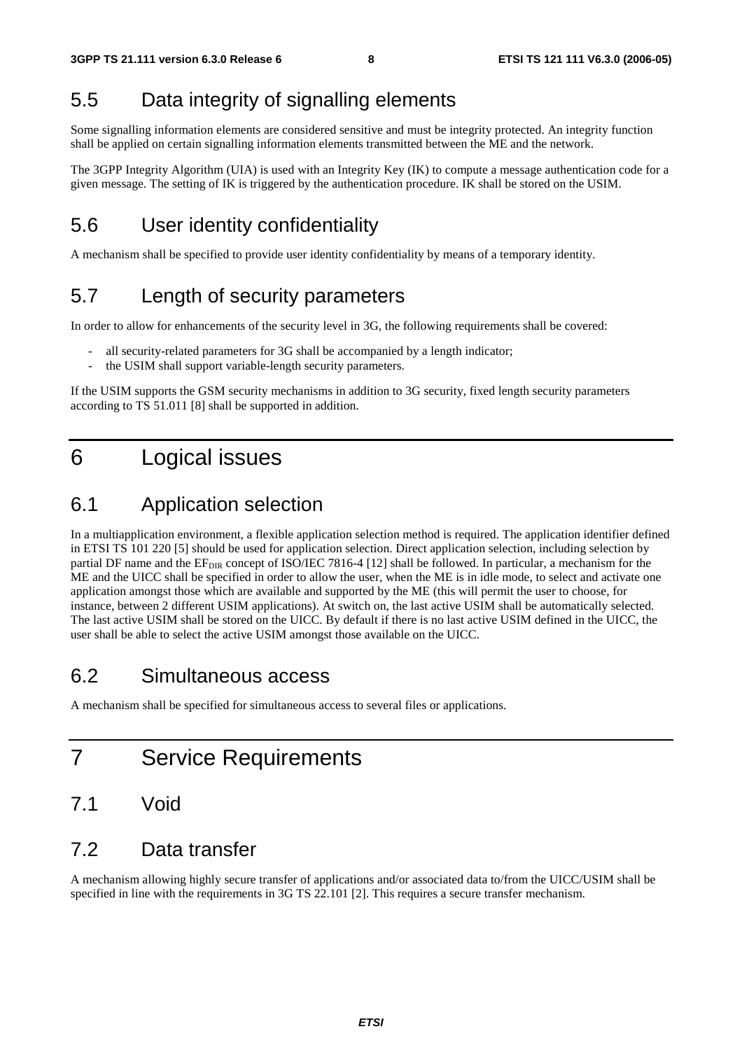## 5.5 Data integrity of signalling elements

Some signalling information elements are considered sensitive and must be integrity protected. An integrity function shall be applied on certain signalling information elements transmitted between the ME and the network.

The 3GPP Integrity Algorithm (UIA) is used with an Integrity Key (IK) to compute a message authentication code for a given message. The setting of IK is triggered by the authentication procedure. IK shall be stored on the USIM.

## 5.6 User identity confidentiality

A mechanism shall be specified to provide user identity confidentiality by means of a temporary identity.

## 5.7 Length of security parameters

In order to allow for enhancements of the security level in 3G, the following requirements shall be covered:

- all security-related parameters for 3G shall be accompanied by a length indicator;
- the USIM shall support variable-length security parameters.

If the USIM supports the GSM security mechanisms in addition to 3G security, fixed length security parameters according to TS 51.011 [8] shall be supported in addition.

# 6 Logical issues

## 6.1 Application selection

In a multiapplication environment, a flexible application selection method is required. The application identifier defined in ETSI TS 101 220 [5] should be used for application selection. Direct application selection, including selection by partial DF name and the $EF_{DIR}$ concept of ISO/IEC 7816-4 [12] shall be followed. In particular, a mechanism for the ME and the UICC shall be specified in order to allow the user, when the ME is in idle mode, to select and activate one application amongst those which are available and supported by the ME (this will permit the user to choose, for instance, between 2 different USIM applications). At switch on, the last active USIM shall be automatically selected. The last active USIM shall be stored on the UICC. By default if there is no last active USIM defined in the UICC, the user shall be able to select the active USIM amongst those available on the UICC.

## 6.2 Simultaneous access

A mechanism shall be specified for simultaneous access to several files or applications.

# 7 Service Requirements

## 7.1 Void

## 7.2 Data transfer

A mechanism allowing highly secure transfer of applications and/or associated data to/from the UICC/USIM shall be specified in line with the requirements in 3G TS 22.101 [2]. This requires a secure transfer mechanism.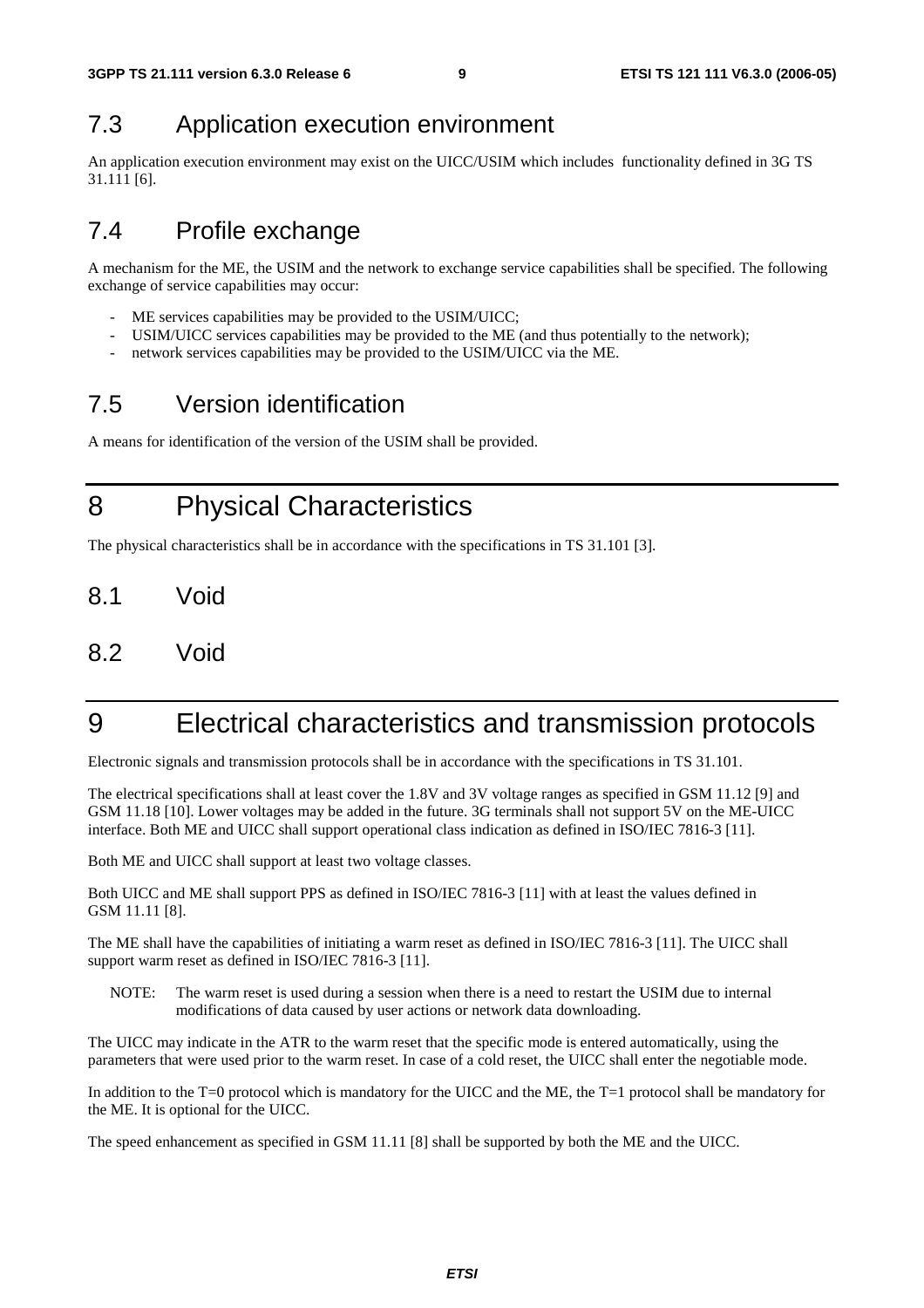## 7.3 Application execution environment

An application execution environment may exist on the UICC/USIM which includes functionality defined in 3G TS 31.111 [6].

## 7.4 Profile exchange

A mechanism for the ME, the USIM and the network to exchange service capabilities shall be specified. The following exchange of service capabilities may occur:

- ME services capabilities may be provided to the USIM/UICC;
- USIM/UICC services capabilities may be provided to the ME (and thus potentially to the network);
- network services capabilities may be provided to the USIM/UICC via the ME.

## 7.5 Version identification

A means for identification of the version of the USIM shall be provided.

# 8 Physical Characteristics

The physical characteristics shall be in accordance with the specifications in TS 31.101 [3].

## 8.1 Void

## 8.2 Void

# 9 Electrical characteristics and transmission protocols

Electronic signals and transmission protocols shall be in accordance with the specifications in TS 31.101.

The electrical specifications shall at least cover the 1.8V and 3V voltage ranges as specified in GSM 11.12 [9] and GSM 11.18 [10]. Lower voltages may be added in the future. 3G terminals shall not support 5V on the ME-UICC interface. Both ME and UICC shall support operational class indication as defined in ISO/IEC 7816-3 [11].

Both ME and UICC shall support at least two voltage classes.

Both UICC and ME shall support PPS as defined in ISO/IEC 7816-3 [11] with at least the values defined in GSM 11.11 [8].

The ME shall have the capabilities of initiating a warm reset as defined in ISO/IEC 7816-3 [11]. The UICC shall support warm reset as defined in ISO/IEC 7816-3 [11].

NOTE: The warm reset is used during a session when there is a need to restart the USIM due to internal modifications of data caused by user actions or network data downloading.

The UICC may indicate in the ATR to the warm reset that the specific mode is entered automatically, using the parameters that were used prior to the warm reset. In case of a cold reset, the UICC shall enter the negotiable mode.

In addition to the T=0 protocol which is mandatory for the UICC and the ME, the T=1 protocol shall be mandatory for the ME. It is optional for the UICC.

The speed enhancement as specified in GSM 11.11 [8] shall be supported by both the ME and the UICC.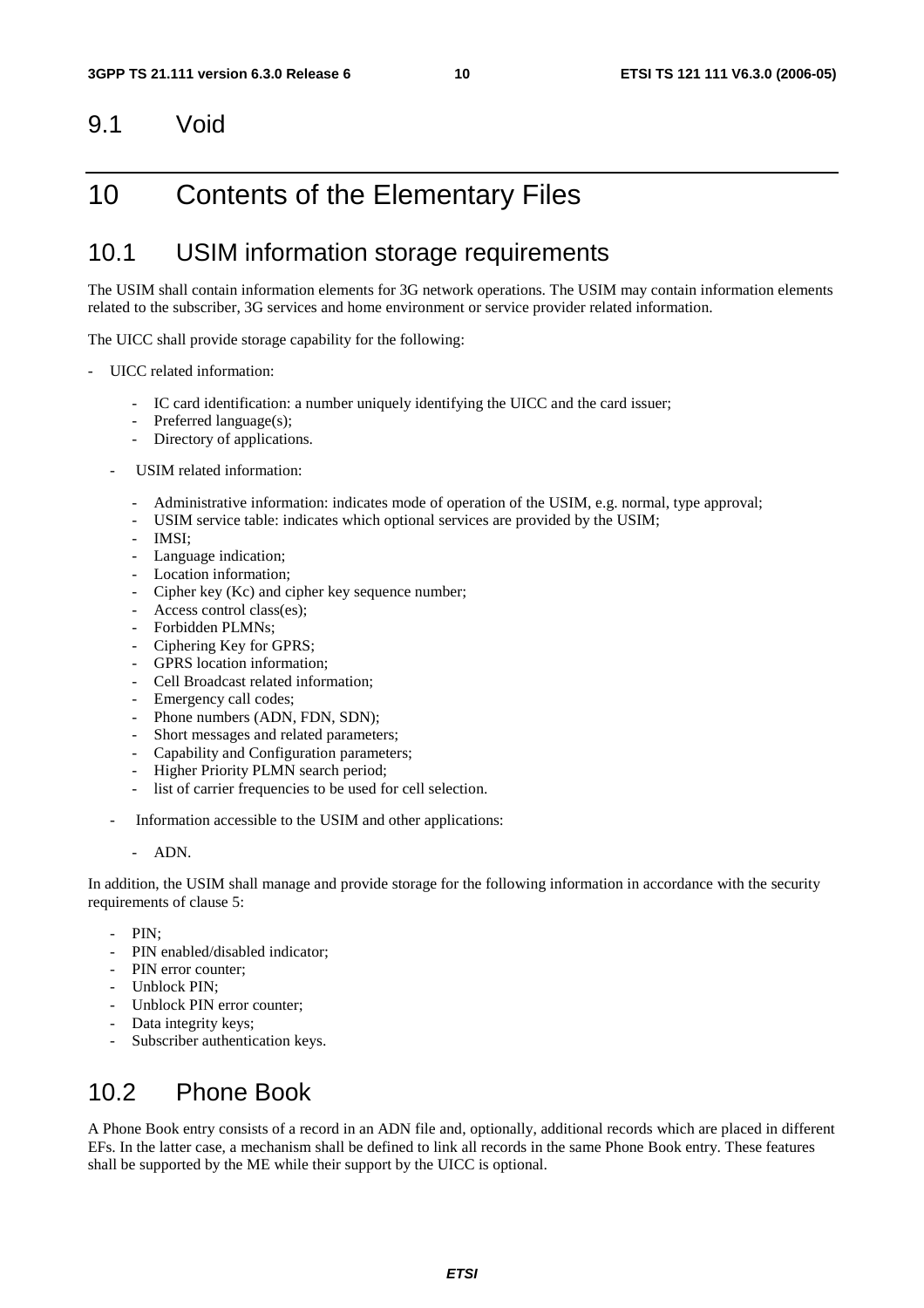## 9.1 Void

# 10 Contents of the Elementary Files

## 10.1 USIM information storage requirements

The USIM shall contain information elements for 3G network operations. The USIM may contain information elements related to the subscriber, 3G services and home environment or service provider related information.

The UICC shall provide storage capability for the following:

- UICC related information:
  - IC card identification: a number uniquely identifying the UICC and the card issuer;
  - Preferred language(s);
  - Directory of applications.
- USIM related information:
  - Administrative information: indicates mode of operation of the USIM, e.g. normal, type approval;
  - USIM service table: indicates which optional services are provided by the USIM;
  - IMSI;
  - Language indication;
  - Location information;
  - Cipher key (Kc) and cipher key sequence number;
  - Access control class(es);
  - Forbidden PLMNs;
  - Ciphering Key for GPRS;
  - GPRS location information;
  - Cell Broadcast related information;
  - Emergency call codes;
  - Phone numbers (ADN, FDN, SDN);
  - Short messages and related parameters;
  - Capability and Configuration parameters;
  - Higher Priority PLMN search period;
  - list of carrier frequencies to be used for cell selection.
- Information accessible to the USIM and other applications:
  - ADN.

In addition, the USIM shall manage and provide storage for the following information in accordance with the security requirements of clause 5:

- PIN;
- PIN enabled/disabled indicator;
- PIN error counter;
- Unblock PIN;
- Unblock PIN error counter;
- Data integrity keys;
- Subscriber authentication keys.

## 10.2 Phone Book

A Phone Book entry consists of a record in an ADN file and, optionally, additional records which are placed in different EFs. In the latter case, a mechanism shall be defined to link all records in the same Phone Book entry. These features shall be supported by the ME while their support by the UICC is optional.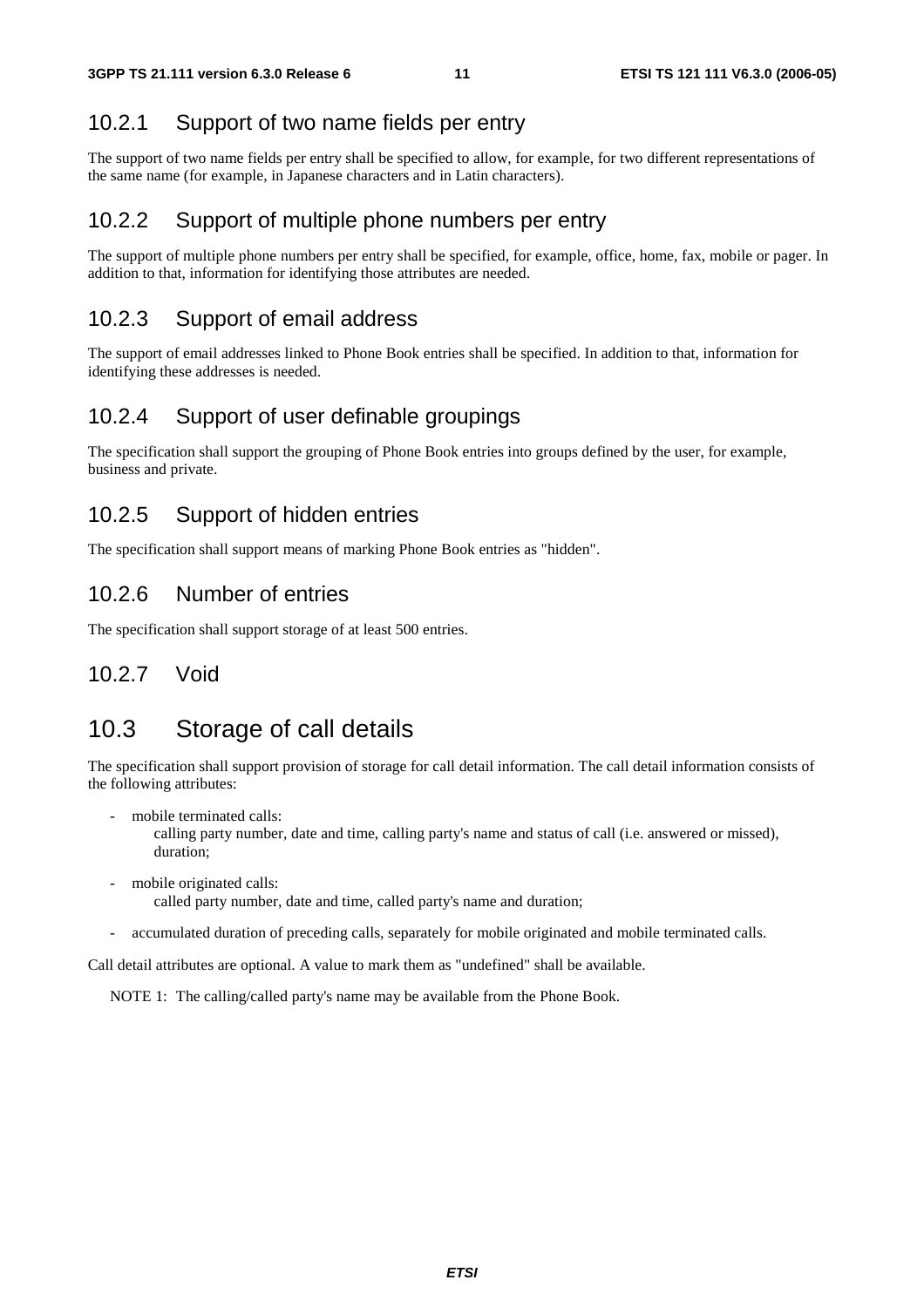### 10.2.1 Support of two name fields per entry

The support of two name fields per entry shall be specified to allow, for example, for two different representations of the same name (for example, in Japanese characters and in Latin characters).

### 10.2.2 Support of multiple phone numbers per entry

The support of multiple phone numbers per entry shall be specified, for example, office, home, fax, mobile or pager. In addition to that, information for identifying those attributes are needed.

### 10.2.3 Support of email address

The support of email addresses linked to Phone Book entries shall be specified. In addition to that, information for identifying these addresses is needed.

### 10.2.4 Support of user definable groupings

The specification shall support the grouping of Phone Book entries into groups defined by the user, for example, business and private.

### 10.2.5 Support of hidden entries

The specification shall support means of marking Phone Book entries as "hidden".

### 10.2.6 Number of entries

The specification shall support storage of at least 500 entries.

### 10.2.7 Void

## 10.3 Storage of call details

The specification shall support provision of storage for call detail information. The call detail information consists of the following attributes:

- mobile terminated calls:
  calling party number, date and time, calling party's name and status of call (i.e. answered or missed), duration;
- mobile originated calls:
  called party number, date and time, called party's name and duration;
- accumulated duration of preceding calls, separately for mobile originated and mobile terminated calls.

Call detail attributes are optional. A value to mark them as "undefined" shall be available.

NOTE 1: The calling/called party's name may be available from the Phone Book.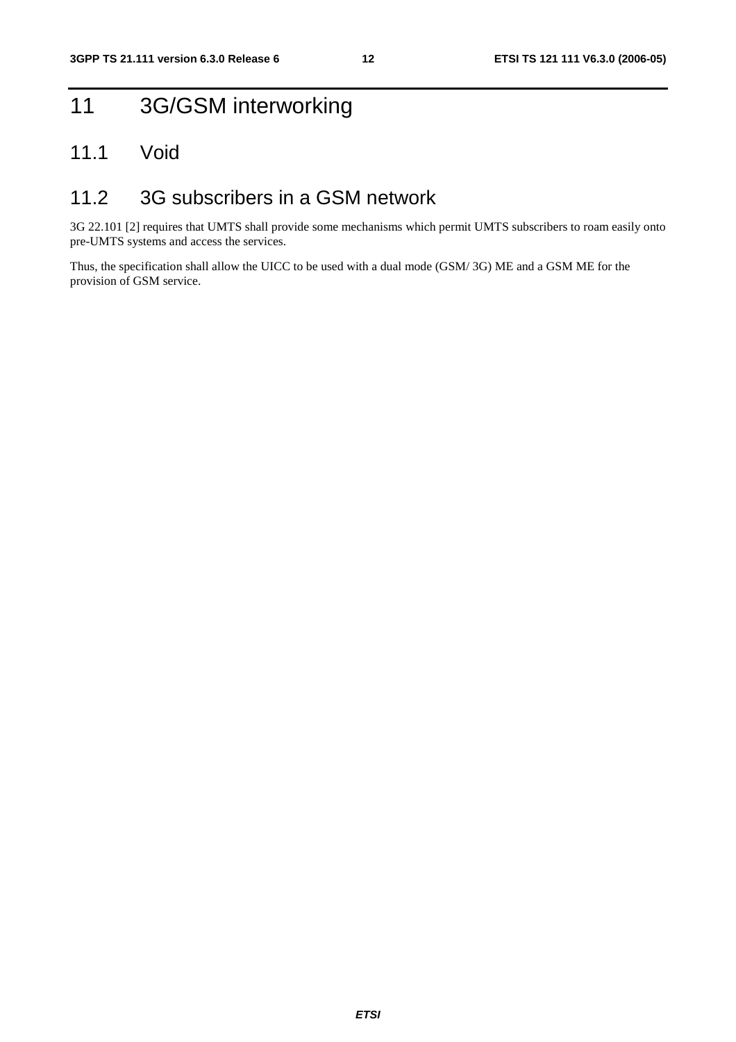# 11 3G/GSM interworking

## 11.1 Void

## 11.2 3G subscribers in a GSM network

3G 22.101 [2] requires that UMTS shall provide some mechanisms which permit UMTS subscribers to roam easily onto pre-UMTS systems and access the services.

Thus, the specification shall allow the UICC to be used with a dual mode (GSM/ 3G) ME and a GSM ME for the provision of GSM service.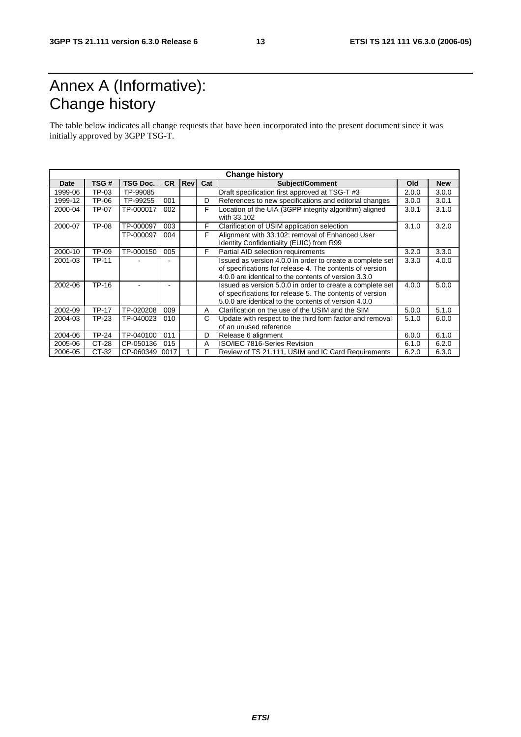# Annex A (Informative): Change history

The table below indicates all change requests that have been incorporated into the present document since it was initially approved by 3GPP TSG-T.

| Change history | | | | | | | | |
|---|---|---|---|---|---|---|---|---|
| **Date** | **TSG #** | **TSG Doc.** | **CR** | **Rev** | **Cat** | **Subject/Comment** | **Old** | **New** |
| 1999-06 | TP-03 | TP-99085 | | | | Draft specification first approved at TSG-T #3 | 2.0.0 | 3.0.0 |
| 1999-12 | TP-06 | TP-99255 | 001 | | D | References to new specifications and editorial changes | 3.0.0 | 3.0.1 |
| 2000-04 | TP-07 | TP-000017 | 002 | | F | Location of the UIA (3GPP integrity algorithm) aligned with 33.102 | 3.0.1 | 3.1.0 |
| 2000-07 | TP-08 | TP-000097 | 003 | | F | Clarification of USIM application selection | 3.1.0 | 3.2.0 |
| | | TP-000097 | 004 | | F | Alignment with 33.102: removal of Enhanced User Identity Confidentiality (EUIC) from R99 | | |
| 2000-10 | TP-09 | TP-000150 | 005 | | F | Partial AID selection requirements | 3.2.0 | 3.3.0 |
| 2001-03 | TP-11 | - | - | | | Issued as version 4.0.0 in order to create a complete set of specifications for release 4. The contents of version 4.0.0 are identical to the contents of version 3.3.0 | 3.3.0 | 4.0.0 |
| 2002-06 | TP-16 | - | - | | | Issued as version 5.0.0 in order to create a complete set of specifications for release 5. The contents of version 5.0.0 are identical to the contents of version 4.0.0 | 4.0.0 | 5.0.0 |
| 2002-09 | TP-17 | TP-020208 | 009 | | A | Clarification on the use of the USIM and the SIM | 5.0.0 | 5.1.0 |
| 2004-03 | TP-23 | TP-040023 | 010 | | C | Update with respect to the third form factor and removal of an unused reference | 5.1.0 | 6.0.0 |
| 2004-06 | TP-24 | TP-040100 | 011 | | D | Release 6 alignment | 6.0.0 | 6.1.0 |
| 2005-06 | CT-28 | CP-050136 | 015 | | A | ISO/IEC 7816-Series Revision | 6.1.0 | 6.2.0 |
| 2006-05 | CT-32 | CP-060349 | 0017 | 1 | F | Review of TS 21.111, USIM and IC Card Requirements | 6.2.0 | 6.3.0 |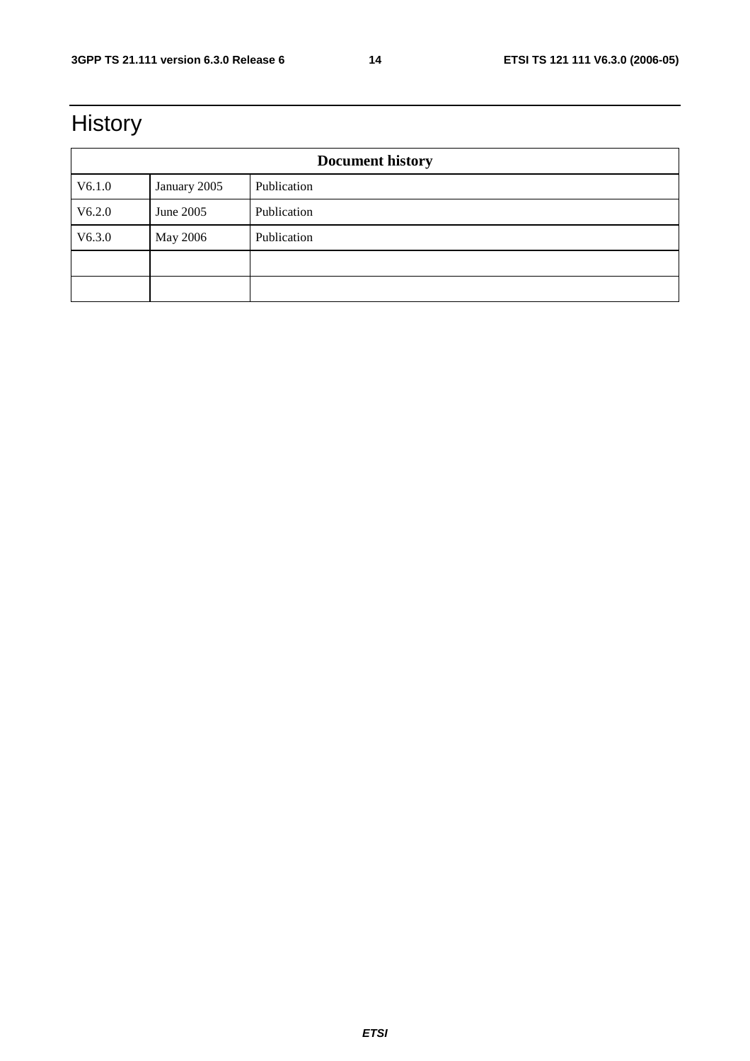# History

| Document history | | |
|---|---|---|
| V6.1.0 | January 2005 | Publication |
| V6.2.0 | June 2005 | Publication |
| V6.3.0 | May 2006 | Publication |
| | | |
| | | |